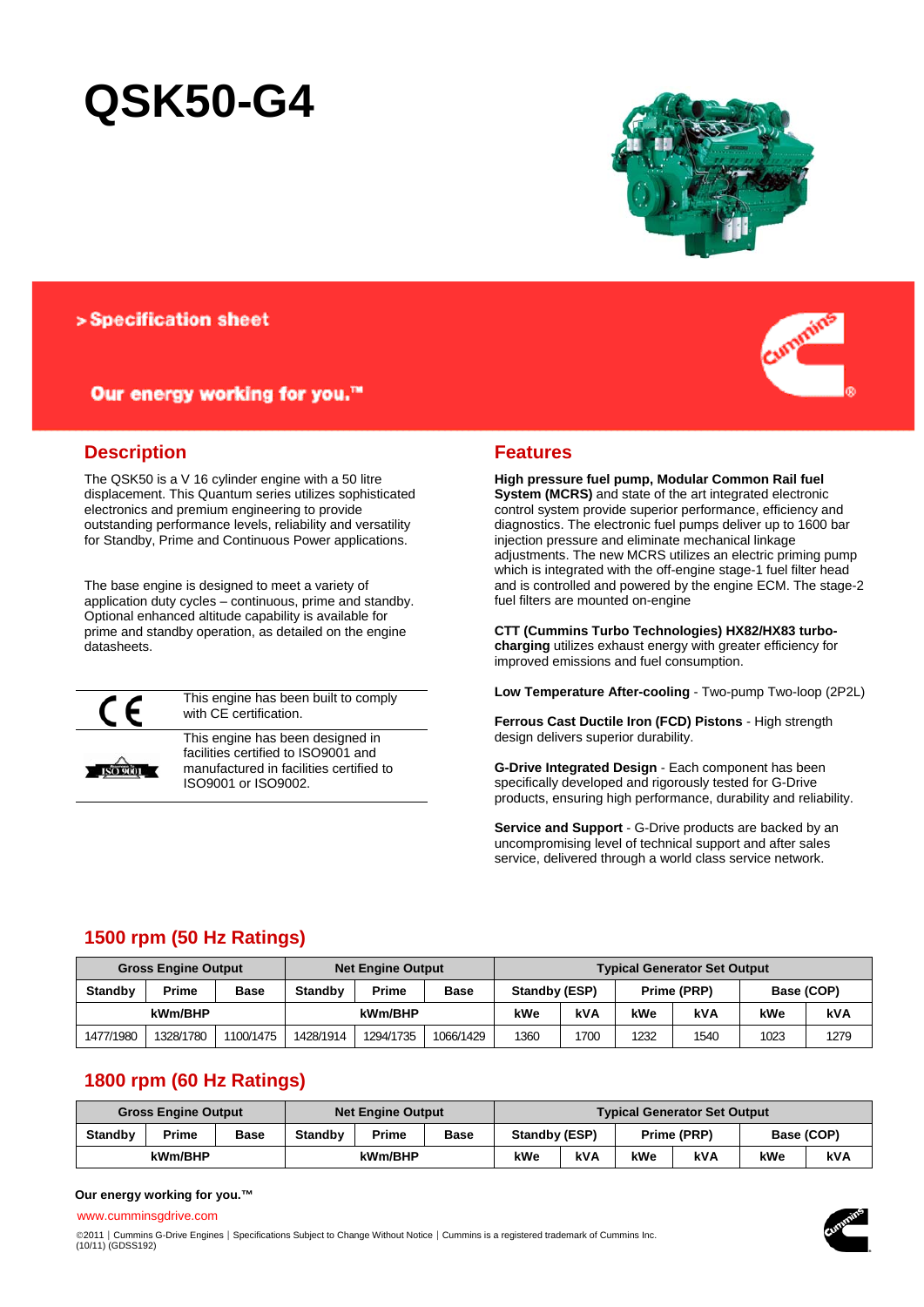# QSK50-G4

> Specification sheet

Our energy working for you.™

## Description

The QSK50 is a V 16 cylinder engine with a 50 litre displacement. This Quantum series utilizes sophisticated electronics and premium engineering to provide outstanding performance levels, reliability and versatility for Standby, Prime and Continuous Power applications.

The base engine is designed to meet a variety of application duty cycles – continuous, prime and standby. Optional enhanced altitude capability is available for prime and standby operation, as detailed on the engine datasheets.

| | |
|---|---|
| CE | This engine has been built to comply with CE certification. |
| ISO 9001 | This engine has been designed in facilities certified to ISO9001 and manufactured in facilities certified to ISO9001 or ISO9002. |

## Features

**High pressure fuel pump, Modular Common Rail fuel System (MCRS)** and state of the art integrated electronic control system provide superior performance, efficiency and diagnostics. The electronic fuel pumps deliver up to 1600 bar injection pressure and eliminate mechanical linkage adjustments. The new MCRS utilizes an electric priming pump which is integrated with the off-engine stage-1 fuel filter head and is controlled and powered by the engine ECM. The stage-2 fuel filters are mounted on-engine

**CTT (Cummins Turbo Technologies) HX82/HX83 turbo-charging** utilizes exhaust energy with greater efficiency for improved emissions and fuel consumption.

**Low Temperature After-cooling** - Two-pump Two-loop (2P2L)

**Ferrous Cast Ductile Iron (FCD) Pistons** - High strength design delivers superior durability.

**G-Drive Integrated Design** - Each component has been specifically developed and rigorously tested for G-Drive products, ensuring high performance, durability and reliability.

**Service and Support** - G-Drive products are backed by an uncompromising level of technical support and after sales service, delivered through a world class service network.

## 1500 rpm (50 Hz Ratings)

| Gross Engine Output | | | Net Engine Output | | | Typical Generator Set Output | | | | | |
|---|---|---|---|---|---|---|---|---|---|---|---|
| Standby | Prime | Base | Standby | Prime | Base | Standby (ESP) | | Prime (PRP) | | Base (COP) | |
| kWm/BHP | | | kWm/BHP | | | kWe | kVA | kWe | kVA | kWe | kVA |
| 1477/1980 | 1328/1780 | 1100/1475 | 1428/1914 | 1294/1735 | 1066/1429 | 1360 | 1700 | 1232 | 1540 | 1023 | 1279 |

## 1800 rpm (60 Hz Ratings)

| Gross Engine Output | | | Net Engine Output | | | Typical Generator Set Output | | | | | |
|---|---|---|---|---|---|---|---|---|---|---|---|
| Standby | Prime | Base | Standby | Prime | Base | Standby (ESP) | | Prime (PRP) | | Base (COP) | |
| kWm/BHP | | | kWm/BHP | | | kWe | kVA | kWe | kVA | kWe | kVA |

**Our energy working for you.™**

www.cumminsgdrive.com

©2011 | Cummins G-Drive Engines | Specifications Subject to Change Without Notice | Cummins is a registered trademark of Cummins Inc.
(10/11) (GDSS192)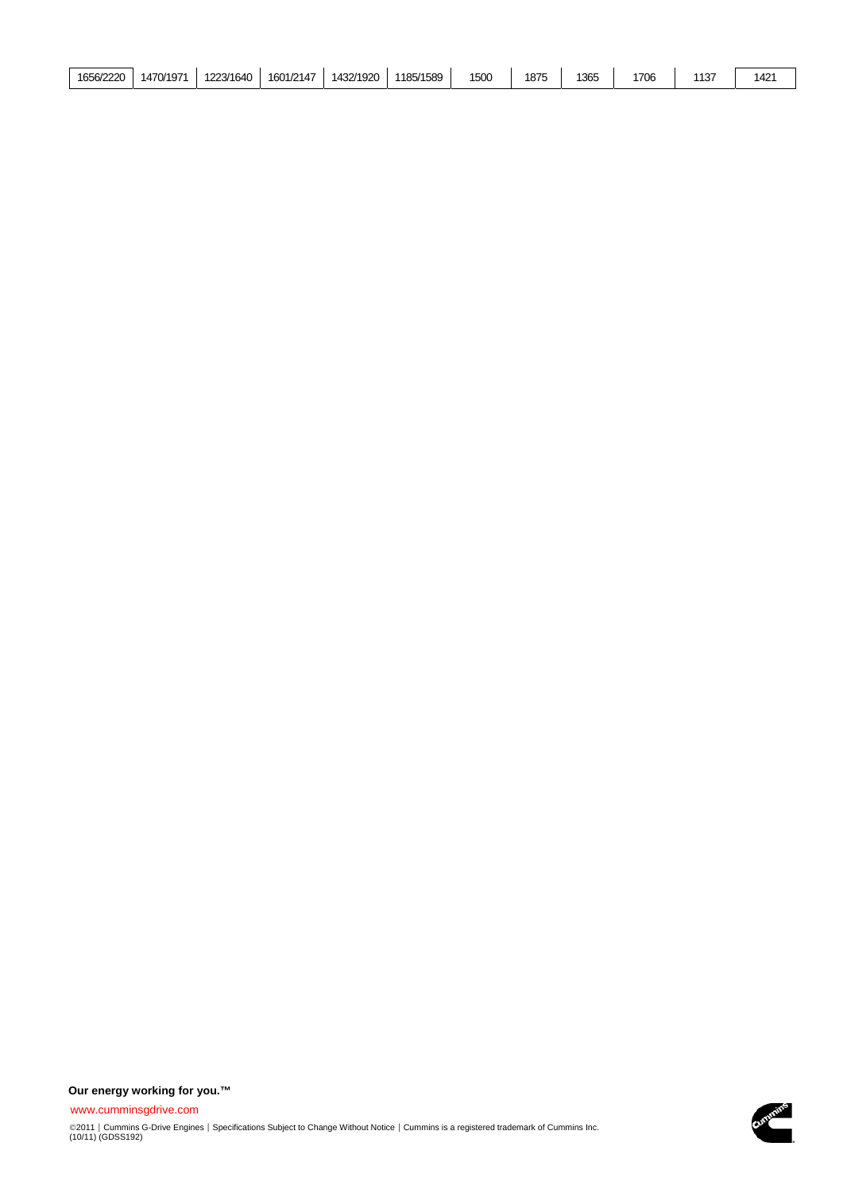| 1656/2220 | 1470/1971 | 1223/1640 | 1601/2147 | 1432/1920 | 1185/1589 | 1500 | 1875 | 1365 | 1706 | 1137 | 1421 |
|---|---|---|---|---|---|---|---|---|---|---|---|

**Our energy working for you.™**

www.cumminsgdrive.com

©2011 | Cummins G-Drive Engines | Specifications Subject to Change Without Notice | Cummins is a registered trademark of Cummins Inc.
(10/11) (GDSS192)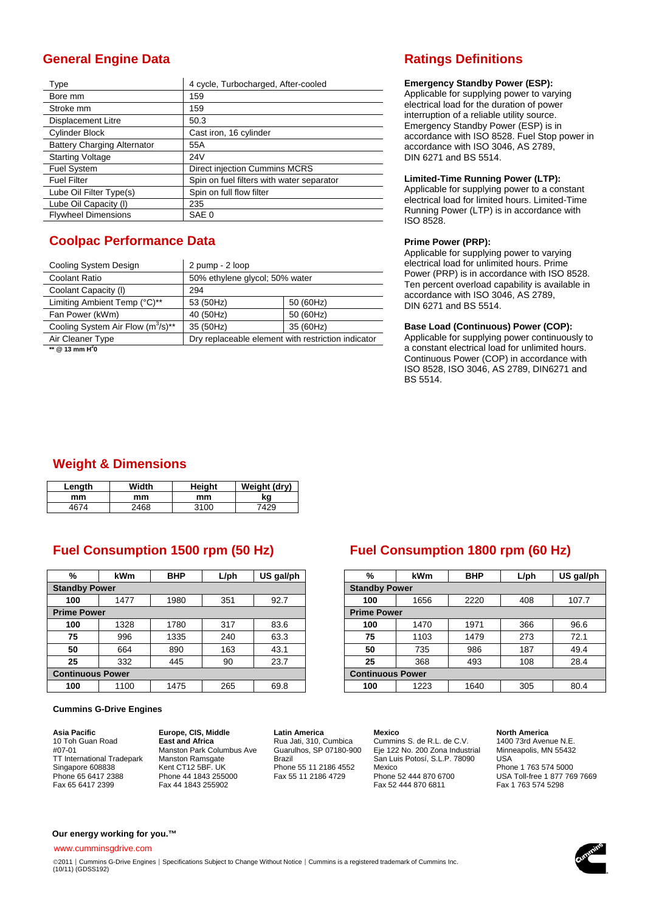## General Engine Data

| | |
|---|---|
| Type | 4 cycle, Turbocharged, After-cooled |
| Bore mm | 159 |
| Stroke mm | 159 |
| Displacement Litre | 50.3 |
| Cylinder Block | Cast iron, 16 cylinder |
| Battery Charging Alternator | 55A |
| Starting Voltage | 24V |
| Fuel System | Direct injection Cummins MCRS |
| Fuel Filter | Spin on fuel filters with water separator |
| Lube Oil Filter Type(s) | Spin on full flow filter |
| Lube Oil Capacity (l) | 235 |
| Flywheel Dimensions | SAE 0 |

## Coolpac Performance Data

| | | |
|---|---|---|
| Cooling System Design | 2 pump - 2 loop | |
| Coolant Ratio | 50% ethylene glycol; 50% water | |
| Coolant Capacity (l) | 294 | |
| Limiting Ambient Temp (°C)** | 53 (50Hz) | 50 (60Hz) |
| Fan Power (kWm) | 40 (50Hz) | 50 (60Hz) |
| Cooling System Air Flow ($m^3$/s)** | 35 (50Hz) | 35 (60Hz) |
| Air Cleaner Type | Dry replaceable element with restriction indicator | |

** @ 13 mm $H^20$

## Ratings Definitions

**Emergency Standby Power (ESP):**
Applicable for supplying power to varying electrical load for the duration of power interruption of a reliable utility source. Emergency Standby Power (ESP) is in accordance with ISO 8528. Fuel Stop power in accordance with ISO 3046, AS 2789, DIN 6271 and BS 5514.

**Limited-Time Running Power (LTP):**
Applicable for supplying power to a constant electrical load for limited hours. Limited-Time Running Power (LTP) is in accordance with ISO 8528.

**Prime Power (PRP):**
Applicable for supplying power to varying electrical load for unlimited hours. Prime Power (PRP) is in accordance with ISO 8528. Ten percent overload capability is available in accordance with ISO 3046, AS 2789, DIN 6271 and BS 5514.

**Base Load (Continuous) Power (COP):**
Applicable for supplying power continuously to a constant electrical load for unlimited hours. Continuous Power (COP) in accordance with ISO 8528, ISO 3046, AS 2789, DIN6271 and BS 5514.

## Weight & Dimensions

| Length | Width | Height | Weight (dry) |
|---|---|---|---|
| mm | mm | mm | kg |
| 4674 | 2468 | 3100 | 7429 |

## Fuel Consumption 1500 rpm (50 Hz)

| % | kWm | BHP | L/ph | US gal/ph |
|---|---|---|---|---|
| **Standby Power** | | | | |
| **100** | 1477 | 1980 | 351 | 92.7 |
| **Prime Power** | | | | |
| **100** | 1328 | 1780 | 317 | 83.6 |
| **75** | 996 | 1335 | 240 | 63.3 |
| **50** | 664 | 890 | 163 | 43.1 |
| **25** | 332 | 445 | 90 | 23.7 |
| **Continuous Power** | | | | |
| **100** | 1100 | 1475 | 265 | 69.8 |

## Fuel Consumption 1800 rpm (60 Hz)

| % | kWm | BHP | L/ph | US gal/ph |
|---|---|---|---|---|
| **Standby Power** | | | | |
| **100** | 1656 | 2220 | 408 | 107.7 |
| **Prime Power** | | | | |
| **100** | 1470 | 1971 | 366 | 96.6 |
| **75** | 1103 | 1479 | 273 | 72.1 |
| **50** | 735 | 986 | 187 | 49.4 |
| **25** | 368 | 493 | 108 | 28.4 |
| **Continuous Power** | | | | |
| **100** | 1223 | 1640 | 305 | 80.4 |

**Cummins G-Drive Engines**

**Asia Pacific**
10 Toh Guan Road
#07-01
TT International Tradepark
Singapore 608838
Phone 65 6417 2388
Fax 65 6417 2399

**Europe, CIS, Middle East and Africa**
Manston Park Columbus Ave
Manston Ramsgate
Kent CT12 5BF. UK
Phone 44 1843 255000
Fax 44 1843 255902

**Latin America**
Rua Jati, 310, Cumbica
Guarulhos, SP 07180-900
Brazil
Phone 55 11 2186 4552
Fax 55 11 2186 4729

**Mexico**
Cummins S. de R.L. de C.V.
Eje 122 No. 200 Zona Industrial
San Luis Potosí, S.L.P. 78090
Mexico
Phone 52 444 870 6700
Fax 52 444 870 6811

**North America**
1400 73rd Avenue N.E.
Minneapolis, MN 55432
USA
Phone 1 763 574 5000
USA Toll-free 1 877 769 7669
Fax 1 763 574 5298

**Our energy working for you.™**

www.cumminsgdrive.com

©2011 | Cummins G-Drive Engines | Specifications Subject to Change Without Notice | Cummins is a registered trademark of Cummins Inc.
(10/11) (GDSS192)